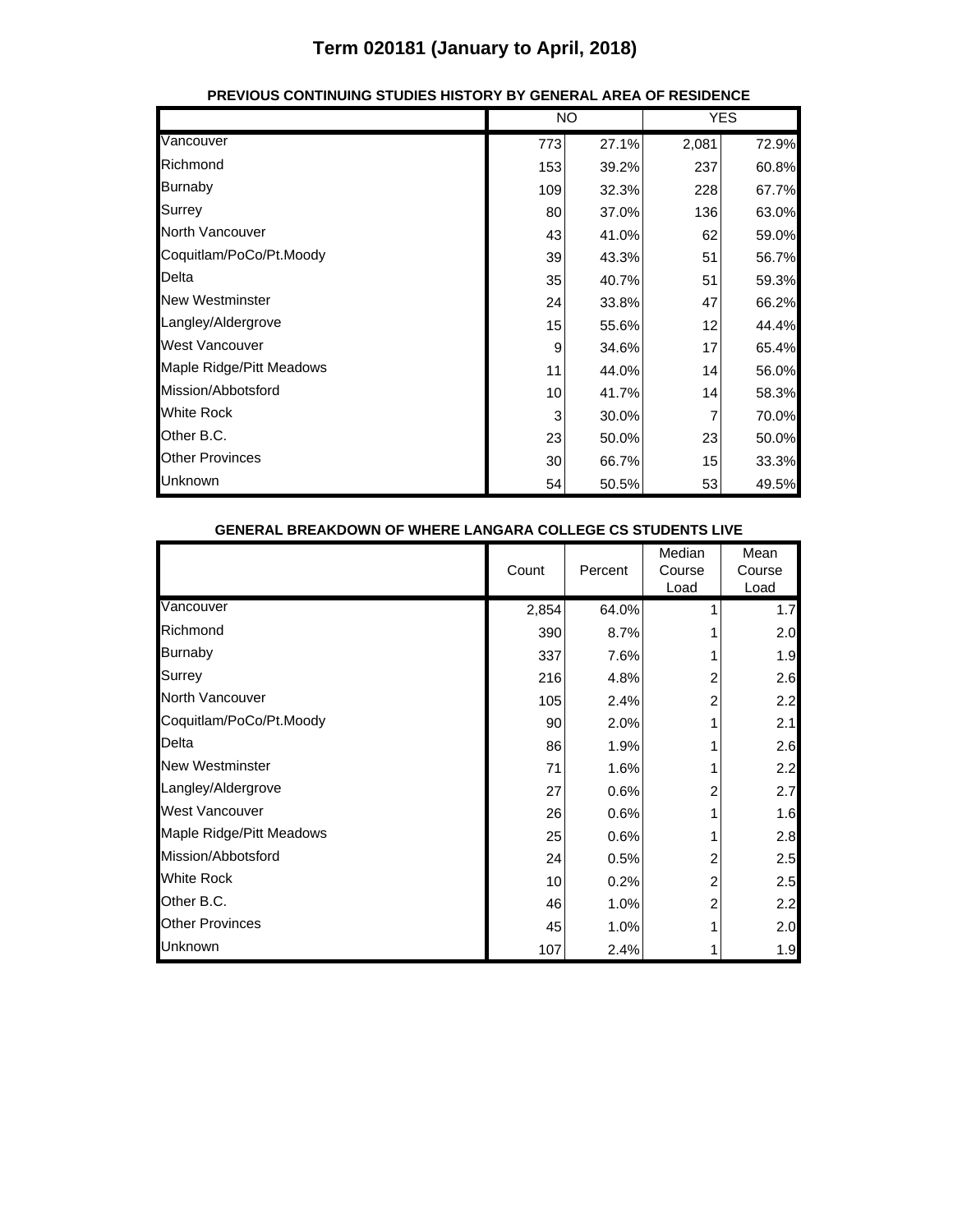# Term 020181 (January to April, 2018)

**PREVIOUS CONTINUING STUDIES HISTORY BY GENERAL AREA OF RESIDENCE**

| | NO | | YES | |
|---|---|---|---|---|
| Vancouver | 773 | 27.1% | 2,081 | 72.9% |
| Richmond | 153 | 39.2% | 237 | 60.8% |
| Burnaby | 109 | 32.3% | 228 | 67.7% |
| Surrey | 80 | 37.0% | 136 | 63.0% |
| North Vancouver | 43 | 41.0% | 62 | 59.0% |
| Coquitlam/PoCo/Pt.Moody | 39 | 43.3% | 51 | 56.7% |
| Delta | 35 | 40.7% | 51 | 59.3% |
| New Westminster | 24 | 33.8% | 47 | 66.2% |
| Langley/Aldergrove | 15 | 55.6% | 12 | 44.4% |
| West Vancouver | 9 | 34.6% | 17 | 65.4% |
| Maple Ridge/Pitt Meadows | 11 | 44.0% | 14 | 56.0% |
| Mission/Abbotsford | 10 | 41.7% | 14 | 58.3% |
| White Rock | 3 | 30.0% | 7 | 70.0% |
| Other B.C. | 23 | 50.0% | 23 | 50.0% |
| Other Provinces | 30 | 66.7% | 15 | 33.3% |
| Unknown | 54 | 50.5% | 53 | 49.5% |

**GENERAL BREAKDOWN OF WHERE LANGARA COLLEGE CS STUDENTS LIVE**

| | Count | Percent | Median Course Load | Mean Course Load |
|---|---|---|---|---|
| Vancouver | 2,854 | 64.0% | 1 | 1.7 |
| Richmond | 390 | 8.7% | 1 | 2.0 |
| Burnaby | 337 | 7.6% | 1 | 1.9 |
| Surrey | 216 | 4.8% | 2 | 2.6 |
| North Vancouver | 105 | 2.4% | 2 | 2.2 |
| Coquitlam/PoCo/Pt.Moody | 90 | 2.0% | 1 | 2.1 |
| Delta | 86 | 1.9% | 1 | 2.6 |
| New Westminster | 71 | 1.6% | 1 | 2.2 |
| Langley/Aldergrove | 27 | 0.6% | 2 | 2.7 |
| West Vancouver | 26 | 0.6% | 1 | 1.6 |
| Maple Ridge/Pitt Meadows | 25 | 0.6% | 1 | 2.8 |
| Mission/Abbotsford | 24 | 0.5% | 2 | 2.5 |
| White Rock | 10 | 0.2% | 2 | 2.5 |
| Other B.C. | 46 | 1.0% | 2 | 2.2 |
| Other Provinces | 45 | 1.0% | 1 | 2.0 |
| Unknown | 107 | 2.4% | 1 | 1.9 |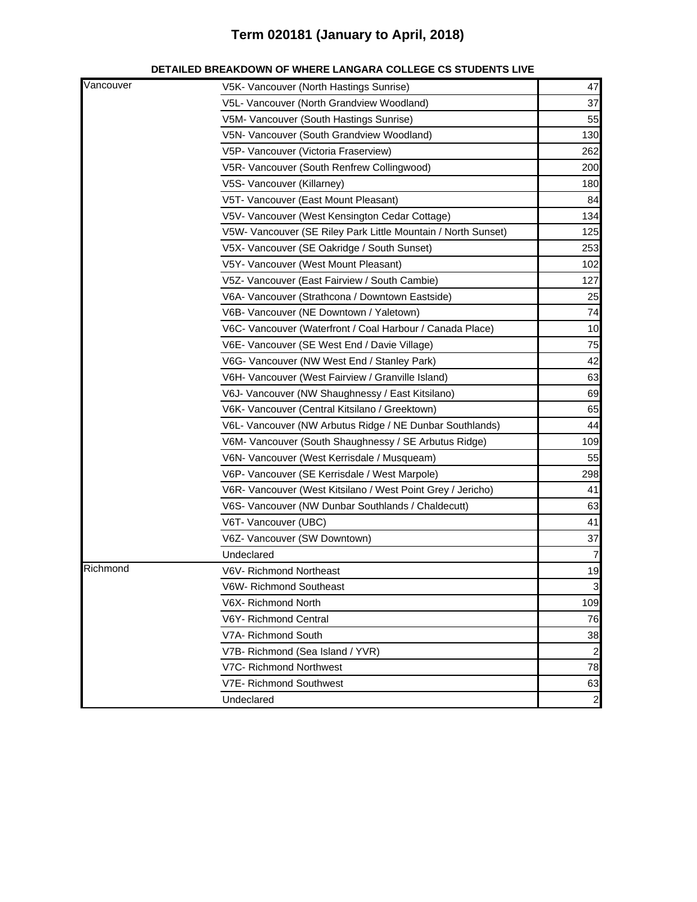# Term 020181 (January to April, 2018)

**DETAILED BREAKDOWN OF WHERE LANGARA COLLEGE CS STUDENTS LIVE**

| | | |
|---|---|---|
| Vancouver | V5K- Vancouver (North Hastings Sunrise) | 47 |
| | V5L- Vancouver (North Grandview Woodland) | 37 |
| | V5M- Vancouver (South Hastings Sunrise) | 55 |
| | V5N- Vancouver (South Grandview Woodland) | 130 |
| | V5P- Vancouver (Victoria Fraserview) | 262 |
| | V5R- Vancouver (South Renfrew Collingwood) | 200 |
| | V5S- Vancouver (Killarney) | 180 |
| | V5T- Vancouver (East Mount Pleasant) | 84 |
| | V5V- Vancouver (West Kensington Cedar Cottage) | 134 |
| | V5W- Vancouver (SE Riley Park Little Mountain / North Sunset) | 125 |
| | V5X- Vancouver (SE Oakridge / South Sunset) | 253 |
| | V5Y- Vancouver (West Mount Pleasant) | 102 |
| | V5Z- Vancouver (East Fairview / South Cambie) | 127 |
| | V6A- Vancouver (Strathcona / Downtown Eastside) | 25 |
| | V6B- Vancouver (NE Downtown / Yaletown) | 74 |
| | V6C- Vancouver (Waterfront / Coal Harbour / Canada Place) | 10 |
| | V6E- Vancouver (SE West End / Davie Village) | 75 |
| | V6G- Vancouver (NW West End / Stanley Park) | 42 |
| | V6H- Vancouver (West Fairview / Granville Island) | 63 |
| | V6J- Vancouver (NW Shaughnessy / East Kitsilano) | 69 |
| | V6K- Vancouver (Central Kitsilano / Greektown) | 65 |
| | V6L- Vancouver (NW Arbutus Ridge / NE Dunbar Southlands) | 44 |
| | V6M- Vancouver (South Shaughnessy / SE Arbutus Ridge) | 109 |
| | V6N- Vancouver (West Kerrisdale / Musqueam) | 55 |
| | V6P- Vancouver (SE Kerrisdale / West Marpole) | 298 |
| | V6R- Vancouver (West Kitsilano / West Point Grey / Jericho) | 41 |
| | V6S- Vancouver (NW Dunbar Southlands / Chaldecutt) | 63 |
| | V6T- Vancouver (UBC) | 41 |
| | V6Z- Vancouver (SW Downtown) | 37 |
| | Undeclared | 7 |
| Richmond | V6V- Richmond Northeast | 19 |
| | V6W- Richmond Southeast | 3 |
| | V6X- Richmond North | 109 |
| | V6Y- Richmond Central | 76 |
| | V7A- Richmond South | 38 |
| | V7B- Richmond (Sea Island / YVR) | 2 |
| | V7C- Richmond Northwest | 78 |
| | V7E- Richmond Southwest | 63 |
| | Undeclared | 2 |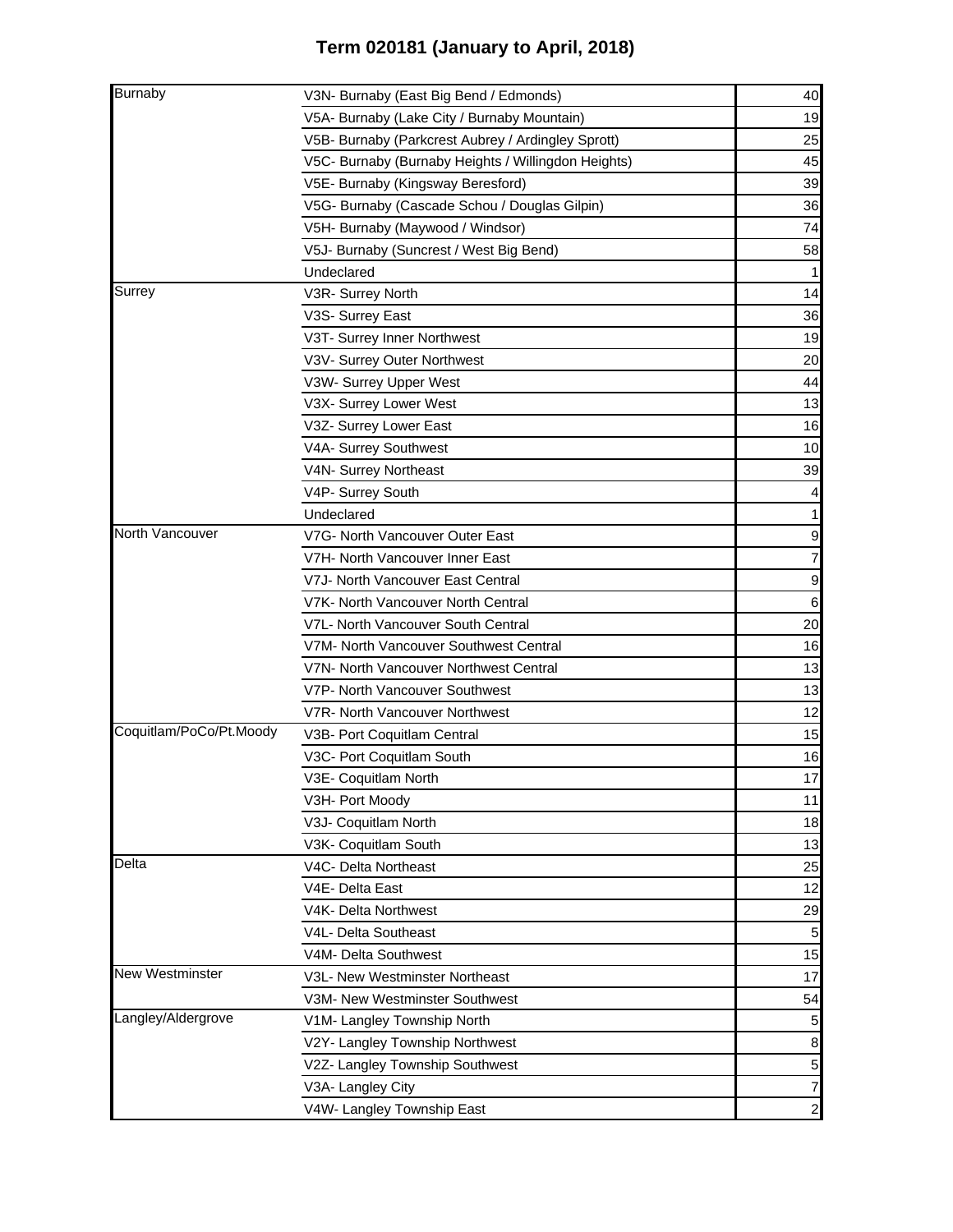# Term 020181 (January to April, 2018)

| | | |
|---|---|---|
| Burnaby | V3N- Burnaby (East Big Bend / Edmonds) | 40 |
| | V5A- Burnaby (Lake City / Burnaby Mountain) | 19 |
| | V5B- Burnaby (Parkcrest Aubrey / Ardingley Sprott) | 25 |
| | V5C- Burnaby (Burnaby Heights / Willingdon Heights) | 45 |
| | V5E- Burnaby (Kingsway Beresford) | 39 |
| | V5G- Burnaby (Cascade Schou / Douglas Gilpin) | 36 |
| | V5H- Burnaby (Maywood / Windsor) | 74 |
| | V5J- Burnaby (Suncrest / West Big Bend) | 58 |
| | Undeclared | 1 |
| Surrey | V3R- Surrey North | 14 |
| | V3S- Surrey East | 36 |
| | V3T- Surrey Inner Northwest | 19 |
| | V3V- Surrey Outer Northwest | 20 |
| | V3W- Surrey Upper West | 44 |
| | V3X- Surrey Lower West | 13 |
| | V3Z- Surrey Lower East | 16 |
| | V4A- Surrey Southwest | 10 |
| | V4N- Surrey Northeast | 39 |
| | V4P- Surrey South | 4 |
| | Undeclared | 1 |
| North Vancouver | V7G- North Vancouver Outer East | 9 |
| | V7H- North Vancouver Inner East | 7 |
| | V7J- North Vancouver East Central | 9 |
| | V7K- North Vancouver North Central | 6 |
| | V7L- North Vancouver South Central | 20 |
| | V7M- North Vancouver Southwest Central | 16 |
| | V7N- North Vancouver Northwest Central | 13 |
| | V7P- North Vancouver Southwest | 13 |
| | V7R- North Vancouver Northwest | 12 |
| Coquitlam/PoCo/Pt.Moody | V3B- Port Coquitlam Central | 15 |
| | V3C- Port Coquitlam South | 16 |
| | V3E- Coquitlam North | 17 |
| | V3H- Port Moody | 11 |
| | V3J- Coquitlam North | 18 |
| | V3K- Coquitlam South | 13 |
| Delta | V4C- Delta Northeast | 25 |
| | V4E- Delta East | 12 |
| | V4K- Delta Northwest | 29 |
| | V4L- Delta Southeast | 5 |
| | V4M- Delta Southwest | 15 |
| New Westminster | V3L- New Westminster Northeast | 17 |
| | V3M- New Westminster Southwest | 54 |
| Langley/Aldergrove | V1M- Langley Township North | 5 |
| | V2Y- Langley Township Northwest | 8 |
| | V2Z- Langley Township Southwest | 5 |
| | V3A- Langley City | 7 |
| | V4W- Langley Township East | 2 |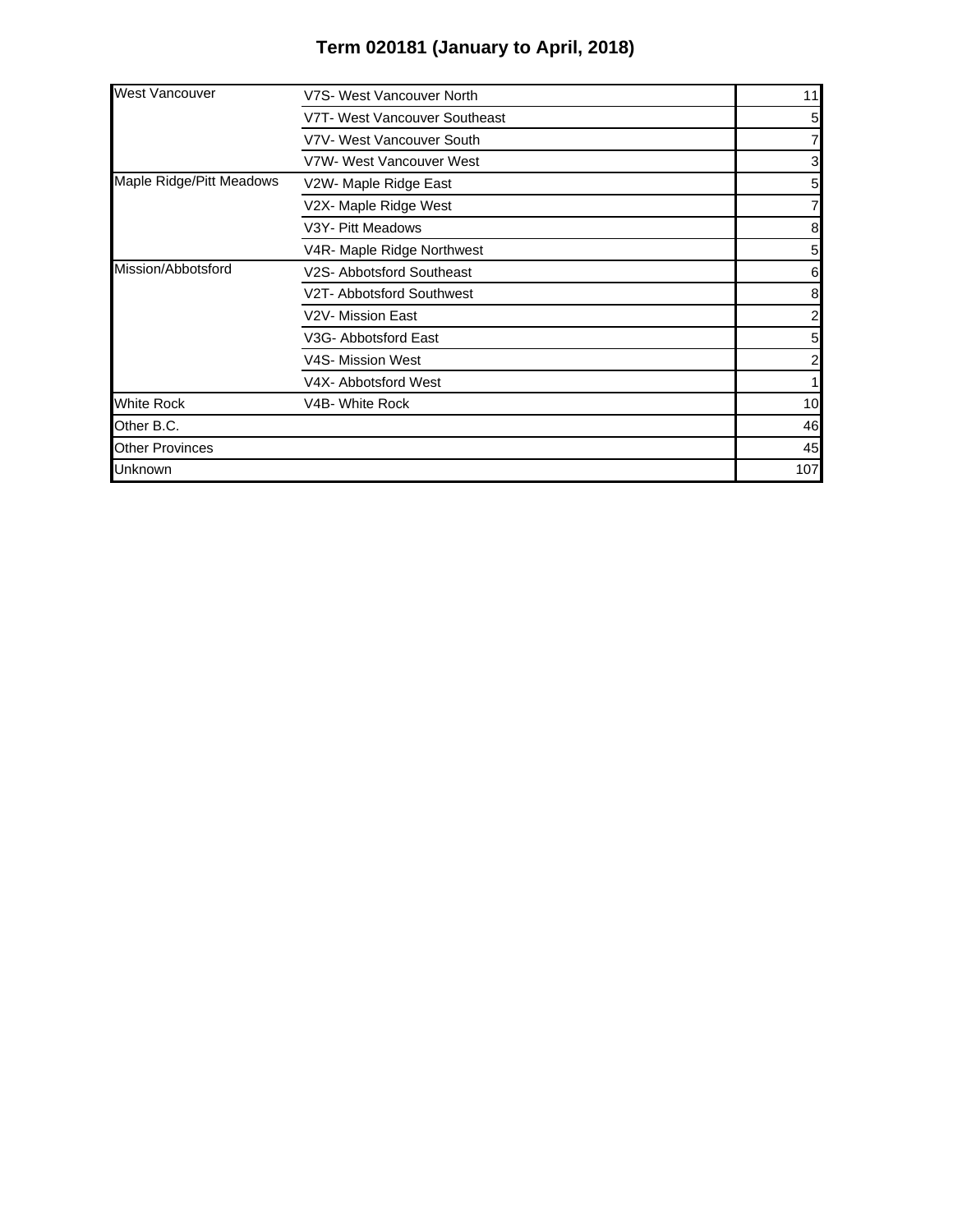# Term 020181 (January to April, 2018)

| | | |
|---|---|---|
| West Vancouver | V7S- West Vancouver North | 11 |
| | V7T- West Vancouver Southeast | 5 |
| | V7V- West Vancouver South | 7 |
| | V7W- West Vancouver West | 3 |
| Maple Ridge/Pitt Meadows | V2W- Maple Ridge East | 5 |
| | V2X- Maple Ridge West | 7 |
| | V3Y- Pitt Meadows | 8 |
| | V4R- Maple Ridge Northwest | 5 |
| Mission/Abbotsford | V2S- Abbotsford Southeast | 6 |
| | V2T- Abbotsford Southwest | 8 |
| | V2V- Mission East | 2 |
| | V3G- Abbotsford East | 5 |
| | V4S- Mission West | 2 |
| | V4X- Abbotsford West | 1 |
| White Rock | V4B- White Rock | 10 |
| Other B.C. | | 46 |
| Other Provinces | | 45 |
| Unknown | | 107 |